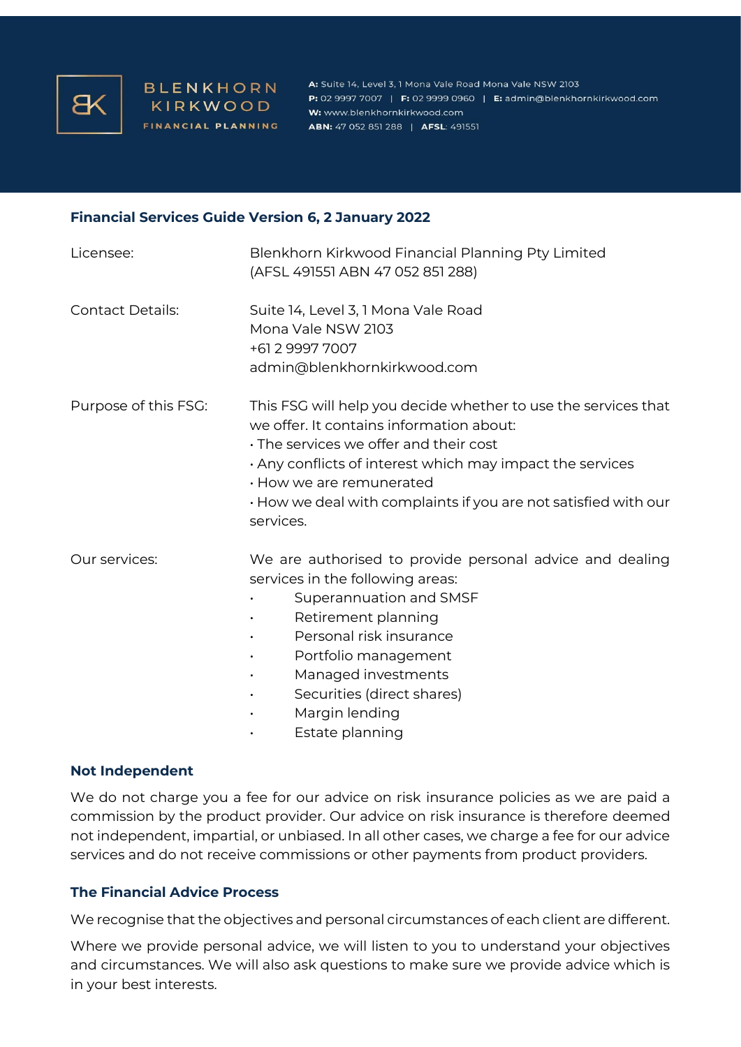BLENKHORN KIRKWOOD
FINANCIAL PLANNING

**A:** Suite 14, Level 3, 1 Mona Vale Road Mona Vale NSW 2103
**P:** 02 9997 7007 | **F:** 02 9999 0960 | **E:** admin@blenkhornkirkwood.com
**W:** www.blenkhornkirkwood.com
**ABN:** 47 052 851 288 | **AFSL**: 491551

## Financial Services Guide Version 6, 2 January 2022

| | |
|---|---|
| Licensee: | Blenkhorn Kirkwood Financial Planning Pty Limited (AFSL 491551 ABN 47 052 851 288) |
| Contact Details: | Suite 14, Level 3, 1 Mona Vale Road<br>Mona Vale NSW 2103<br>+61 2 9997 7007<br>admin@blenkhornkirkwood.com |
| Purpose of this FSG: | This FSG will help you decide whether to use the services that we offer. It contains information about:<br>• The services we offer and their cost<br>• Any conflicts of interest which may impact the services<br>• How we are remunerated<br>• How we deal with complaints if you are not satisfied with our services. |
| Our services: | We are authorised to provide personal advice and dealing services in the following areas:<br>• Superannuation and SMSF<br>• Retirement planning<br>• Personal risk insurance<br>• Portfolio management<br>• Managed investments<br>• Securities (direct shares)<br>• Margin lending<br>• Estate planning |

### Not Independent

We do not charge you a fee for our advice on risk insurance policies as we are paid a commission by the product provider. Our advice on risk insurance is therefore deemed not independent, impartial, or unbiased. In all other cases, we charge a fee for our advice services and do not receive commissions or other payments from product providers.

### The Financial Advice Process

We recognise that the objectives and personal circumstances of each client are different.

Where we provide personal advice, we will listen to you to understand your objectives and circumstances. We will also ask questions to make sure we provide advice which is in your best interests.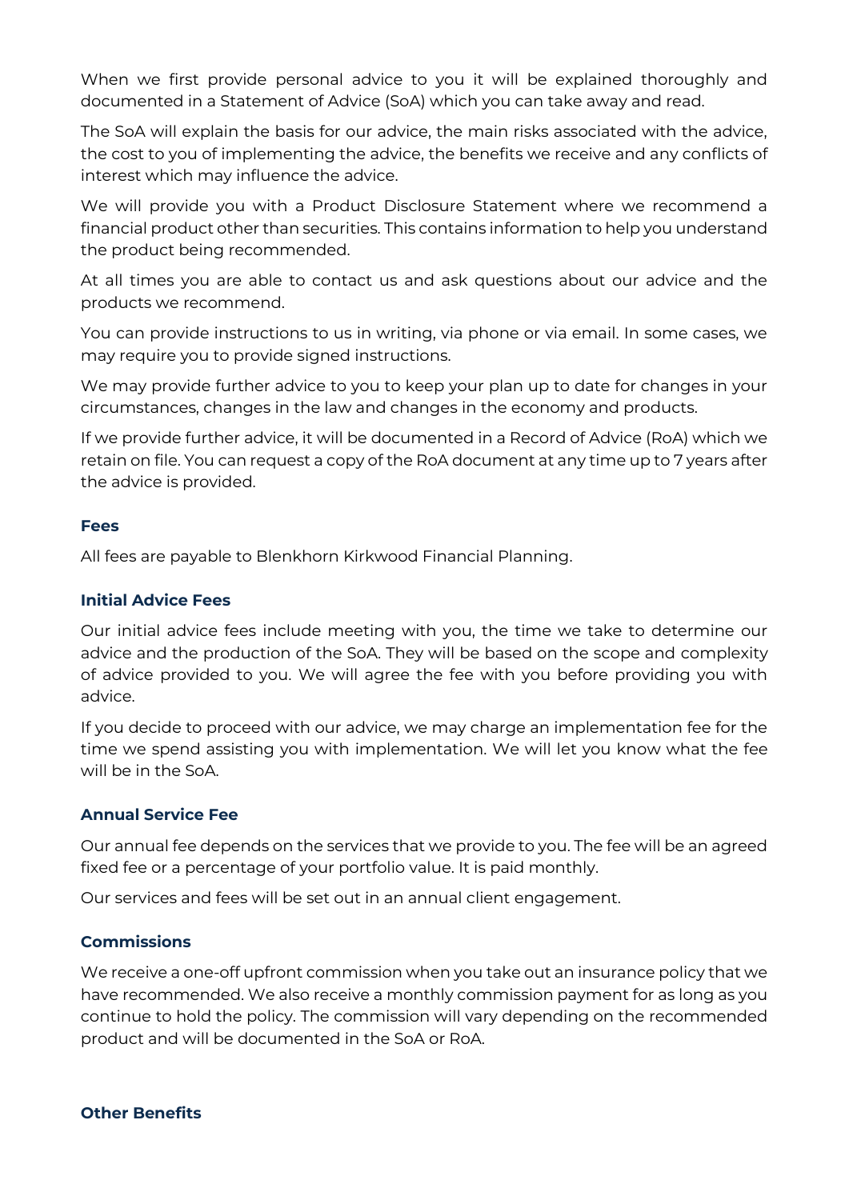When we first provide personal advice to you it will be explained thoroughly and documented in a Statement of Advice (SoA) which you can take away and read.

The SoA will explain the basis for our advice, the main risks associated with the advice, the cost to you of implementing the advice, the benefits we receive and any conflicts of interest which may influence the advice.

We will provide you with a Product Disclosure Statement where we recommend a financial product other than securities. This contains information to help you understand the product being recommended.

At all times you are able to contact us and ask questions about our advice and the products we recommend.

You can provide instructions to us in writing, via phone or via email. In some cases, we may require you to provide signed instructions.

We may provide further advice to you to keep your plan up to date for changes in your circumstances, changes in the law and changes in the economy and products.

If we provide further advice, it will be documented in a Record of Advice (RoA) which we retain on file. You can request a copy of the RoA document at any time up to 7 years after the advice is provided.

### Fees

All fees are payable to Blenkhorn Kirkwood Financial Planning.

### Initial Advice Fees

Our initial advice fees include meeting with you, the time we take to determine our advice and the production of the SoA. They will be based on the scope and complexity of advice provided to you. We will agree the fee with you before providing you with advice.

If you decide to proceed with our advice, we may charge an implementation fee for the time we spend assisting you with implementation. We will let you know what the fee will be in the SoA.

### Annual Service Fee

Our annual fee depends on the services that we provide to you. The fee will be an agreed fixed fee or a percentage of your portfolio value. It is paid monthly.

Our services and fees will be set out in an annual client engagement.

### Commissions

We receive a one-off upfront commission when you take out an insurance policy that we have recommended. We also receive a monthly commission payment for as long as you continue to hold the policy. The commission will vary depending on the recommended product and will be documented in the SoA or RoA.

### Other Benefits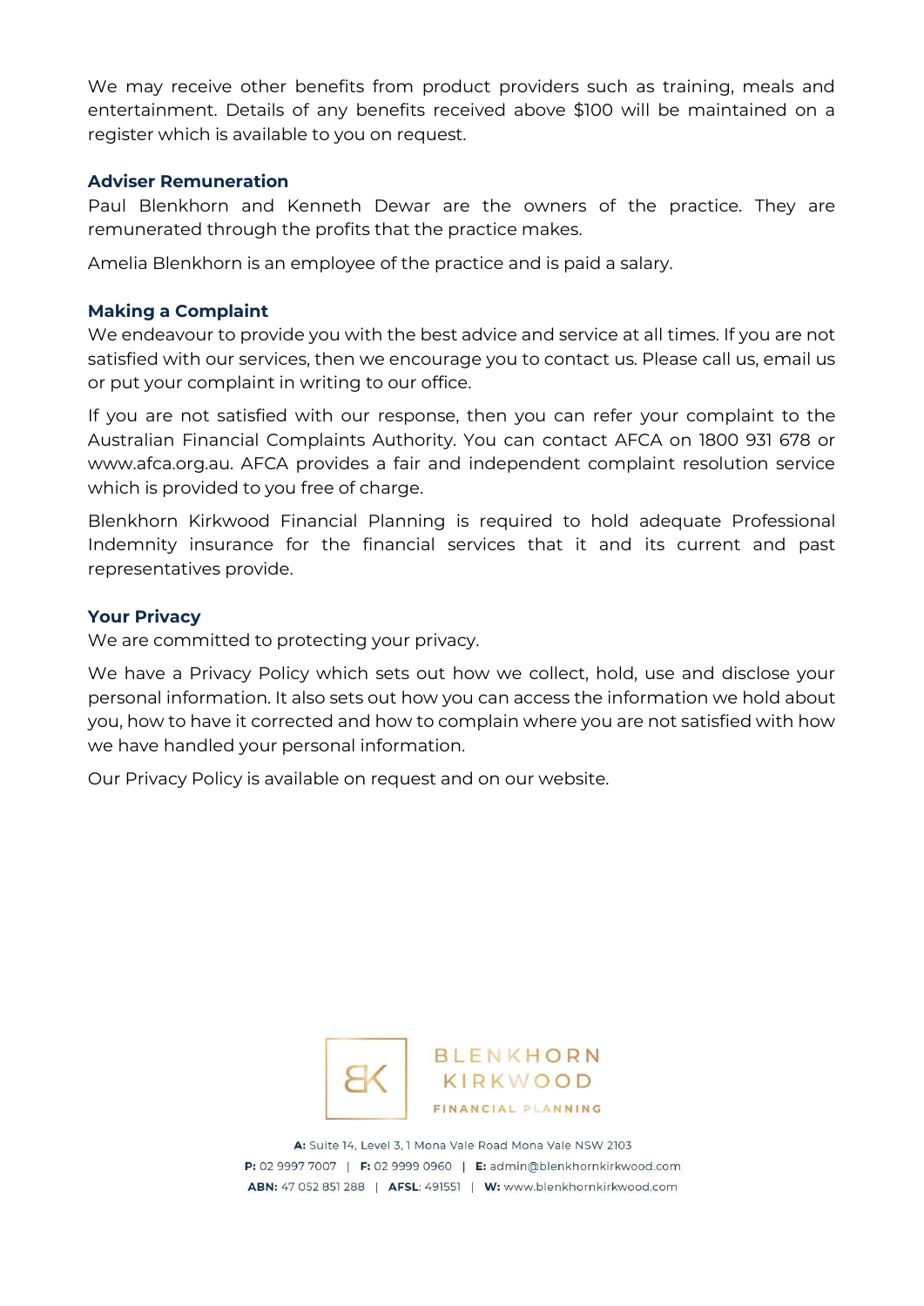We may receive other benefits from product providers such as training, meals and entertainment. Details of any benefits received above $100 will be maintained on a register which is available to you on request.

### Adviser Remuneration

Paul Blenkhorn and Kenneth Dewar are the owners of the practice. They are remunerated through the profits that the practice makes.

Amelia Blenkhorn is an employee of the practice and is paid a salary.

### Making a Complaint

We endeavour to provide you with the best advice and service at all times. If you are not satisfied with our services, then we encourage you to contact us. Please call us, email us or put your complaint in writing to our office.

If you are not satisfied with our response, then you can refer your complaint to the Australian Financial Complaints Authority. You can contact AFCA on 1800 931 678 or www.afca.org.au. AFCA provides a fair and independent complaint resolution service which is provided to you free of charge.

Blenkhorn Kirkwood Financial Planning is required to hold adequate Professional Indemnity insurance for the financial services that it and its current and past representatives provide.

### Your Privacy

We are committed to protecting your privacy.

We have a Privacy Policy which sets out how we collect, hold, use and disclose your personal information. It also sets out how you can access the information we hold about you, how to have it corrected and how to complain where you are not satisfied with how we have handled your personal information.

Our Privacy Policy is available on request and on our website.

BLENKHORN KIRKWOOD FINANCIAL PLANNING

**A:** Suite 14, Level 3, 1 Mona Vale Road Mona Vale NSW 2103
**P:** 02 9997 7007 | **F:** 02 9999 0960 | **E:** admin@blenkhornkirkwood.com
**ABN:** 47 052 851 288 | **AFSL:** 491551 | **W:** www.blenkhornkirkwood.com